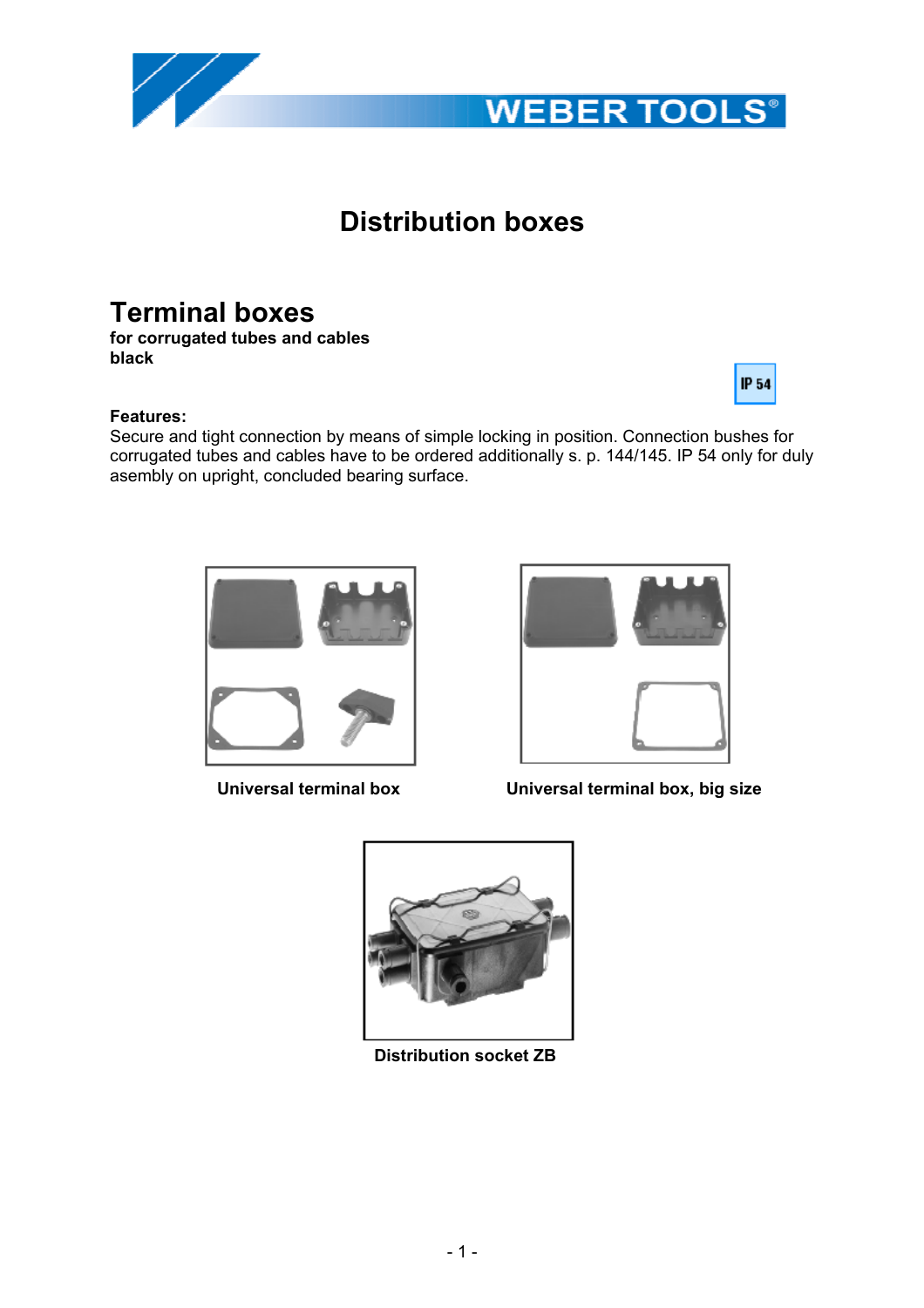# Distribution boxes

## Terminal boxes

**for corrugated tubes and cables**
**black**

IP 54

**Features:**
Secure and tight connection by means of simple locking in position. Connection bushes for corrugated tubes and cables have to be ordered additionally s. p. 144/145. IP 54 only for duly asembly on upright, concluded bearing surface.

**Universal terminal box**

**Universal terminal box, big size**

**Distribution socket ZB**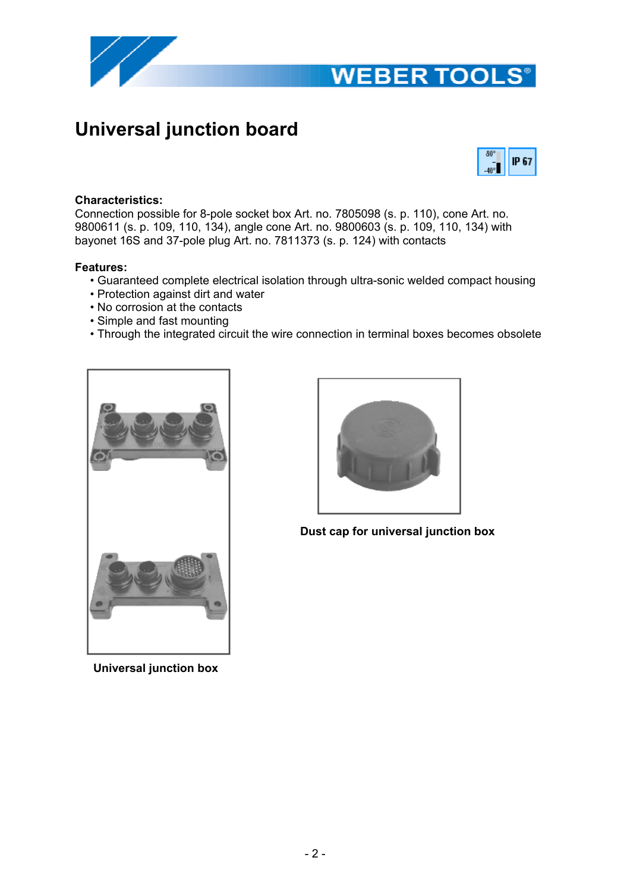# Universal junction board

**Characteristics:**
Connection possible for 8-pole socket box Art. no. 7805098 (s. p. 110), cone Art. no. 9800611 (s. p. 109, 110, 134), angle cone Art. no. 9800603 (s. p. 109, 110, 134) with bayonet 16S and 37-pole plug Art. no. 7811373 (s. p. 124) with contacts

**Features:**

- Guaranteed complete electrical isolation through ultra-sonic welded compact housing
- Protection against dirt and water
- No corrosion at the contacts
- Simple and fast mounting
- Through the integrated circuit the wire connection in terminal boxes becomes obsolete

**Universal junction box**

**Dust cap for universal junction box**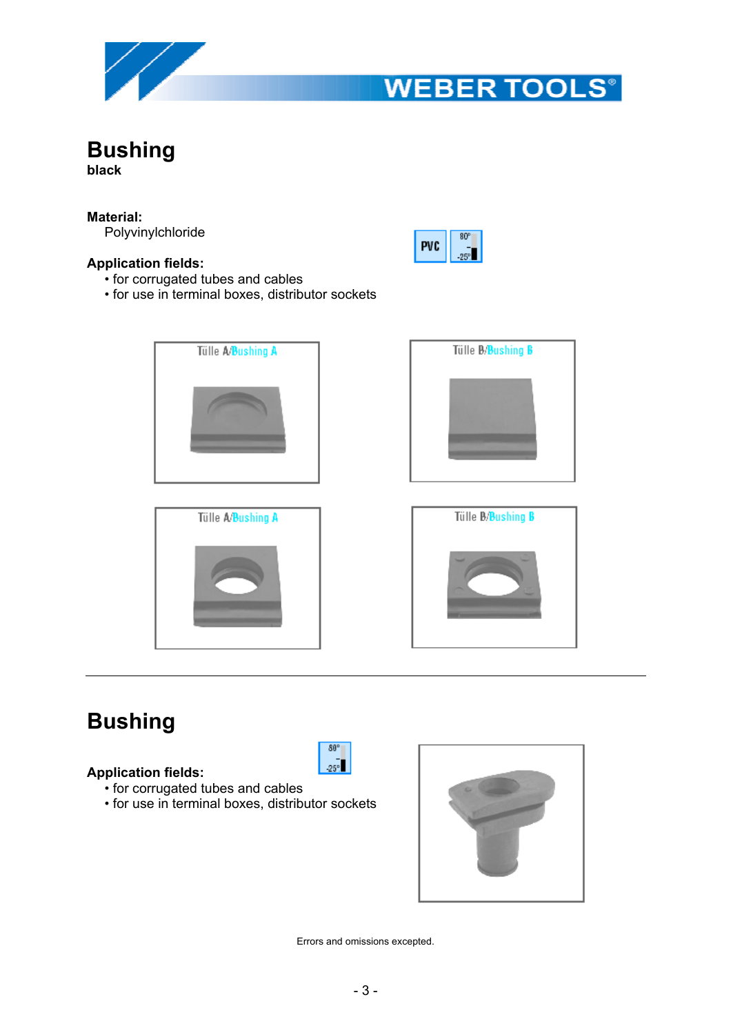# Bushing

**black**

**Material:**
Polyvinylchloride

PVC 80° -25°

**Application fields:**

- for corrugated tubes and cables
- for use in terminal boxes, distributor sockets

Tülle A/Bushing A

Tülle B/Bushing B

Tülle A/Bushing A

Tülle B/Bushing B

---

# Bushing

80° -25°

**Application fields:**

- for corrugated tubes and cables
- for use in terminal boxes, distributor sockets

Errors and omissions excepted.